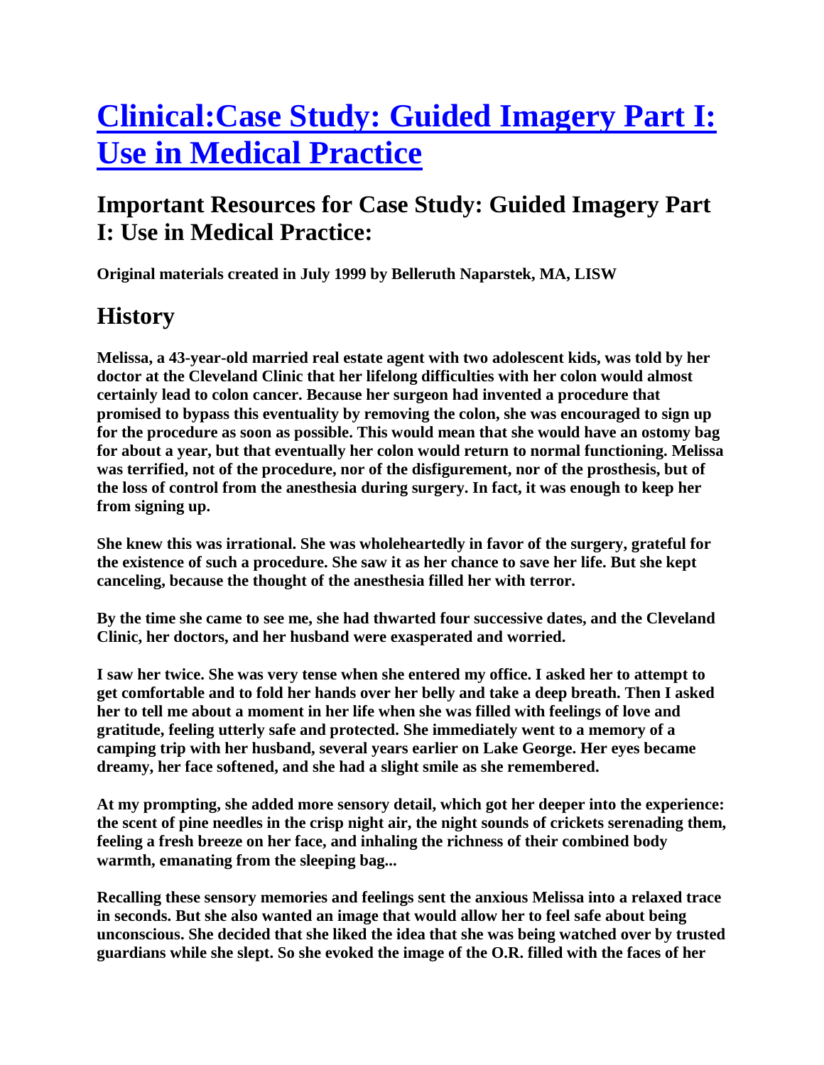# Clinical:Case Study: Guided Imagery Part I: Use in Medical Practice

## Important Resources for Case Study: Guided Imagery Part I: Use in Medical Practice:

**Original materials created in July 1999 by Belleruth Naparstek, MA, LISW**

## History

**Melissa, a 43-year-old married real estate agent with two adolescent kids, was told by her doctor at the Cleveland Clinic that her lifelong difficulties with her colon would almost certainly lead to colon cancer. Because her surgeon had invented a procedure that promised to bypass this eventuality by removing the colon, she was encouraged to sign up for the procedure as soon as possible. This would mean that she would have an ostomy bag for about a year, but that eventually her colon would return to normal functioning. Melissa was terrified, not of the procedure, nor of the disfigurement, nor of the prosthesis, but of the loss of control from the anesthesia during surgery. In fact, it was enough to keep her from signing up.**

**She knew this was irrational. She was wholeheartedly in favor of the surgery, grateful for the existence of such a procedure. She saw it as her chance to save her life. But she kept canceling, because the thought of the anesthesia filled her with terror.**

**By the time she came to see me, she had thwarted four successive dates, and the Cleveland Clinic, her doctors, and her husband were exasperated and worried.**

**I saw her twice. She was very tense when she entered my office. I asked her to attempt to get comfortable and to fold her hands over her belly and take a deep breath. Then I asked her to tell me about a moment in her life when she was filled with feelings of love and gratitude, feeling utterly safe and protected. She immediately went to a memory of a camping trip with her husband, several years earlier on Lake George. Her eyes became dreamy, her face softened, and she had a slight smile as she remembered.**

**At my prompting, she added more sensory detail, which got her deeper into the experience: the scent of pine needles in the crisp night air, the night sounds of crickets serenading them, feeling a fresh breeze on her face, and inhaling the richness of their combined body warmth, emanating from the sleeping bag...**

**Recalling these sensory memories and feelings sent the anxious Melissa into a relaxed trace in seconds. But she also wanted an image that would allow her to feel safe about being unconscious. She decided that she liked the idea that she was being watched over by trusted guardians while she slept. So she evoked the image of the O.R. filled with the faces of her**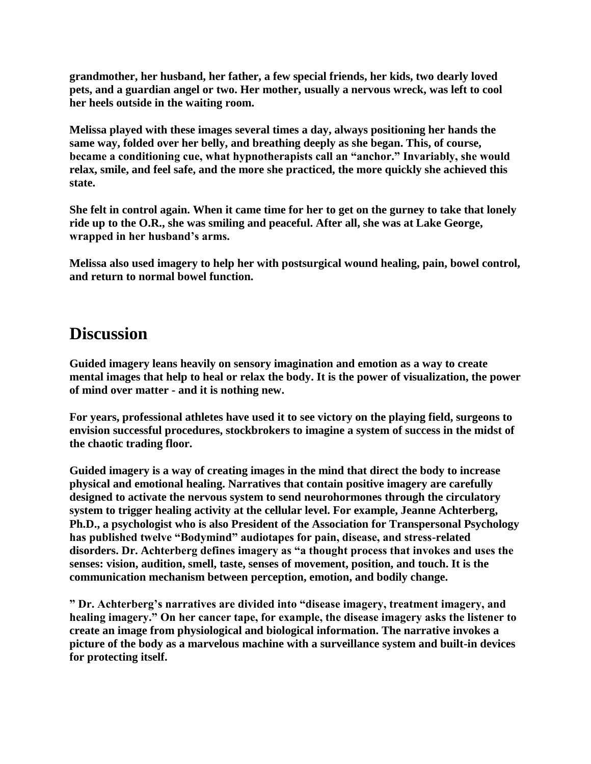grandmother, her husband, her father, a few special friends, her kids, two dearly loved pets, and a guardian angel or two. Her mother, usually a nervous wreck, was left to cool her heels outside in the waiting room.

Melissa played with these images several times a day, always positioning her hands the same way, folded over her belly, and breathing deeply as she began. This, of course, became a conditioning cue, what hypnotherapists call an "anchor." Invariably, she would relax, smile, and feel safe, and the more she practiced, the more quickly she achieved this state.

She felt in control again. When it came time for her to get on the gurney to take that lonely ride up to the O.R., she was smiling and peaceful. After all, she was at Lake George, wrapped in her husband's arms.

Melissa also used imagery to help her with postsurgical wound healing, pain, bowel control, and return to normal bowel function.

## Discussion

Guided imagery leans heavily on sensory imagination and emotion as a way to create mental images that help to heal or relax the body. It is the power of visualization, the power of mind over matter - and it is nothing new.

For years, professional athletes have used it to see victory on the playing field, surgeons to envision successful procedures, stockbrokers to imagine a system of success in the midst of the chaotic trading floor.

Guided imagery is a way of creating images in the mind that direct the body to increase physical and emotional healing. Narratives that contain positive imagery are carefully designed to activate the nervous system to send neurohormones through the circulatory system to trigger healing activity at the cellular level. For example, Jeanne Achterberg, Ph.D., a psychologist who is also President of the Association for Transpersonal Psychology has published twelve "Bodymind" audiotapes for pain, disease, and stress-related disorders. Dr. Achterberg defines imagery as "a thought process that invokes and uses the senses: vision, audition, smell, taste, senses of movement, position, and touch. It is the communication mechanism between perception, emotion, and bodily change.

" Dr. Achterberg's narratives are divided into "disease imagery, treatment imagery, and healing imagery." On her cancer tape, for example, the disease imagery asks the listener to create an image from physiological and biological information. The narrative invokes a picture of the body as a marvelous machine with a surveillance system and built-in devices for protecting itself.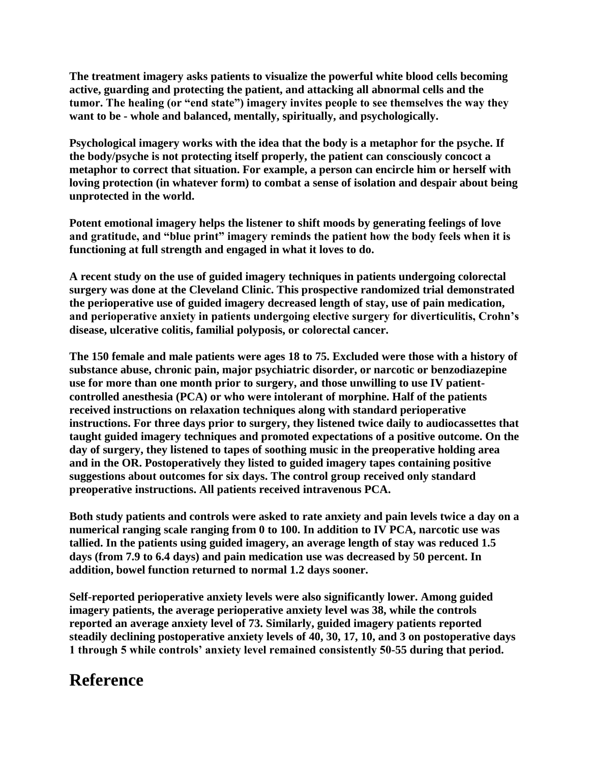**The treatment imagery asks patients to visualize the powerful white blood cells becoming active, guarding and protecting the patient, and attacking all abnormal cells and the tumor. The healing (or "end state") imagery invites people to see themselves the way they want to be - whole and balanced, mentally, spiritually, and psychologically.**

**Psychological imagery works with the idea that the body is a metaphor for the psyche. If the body/psyche is not protecting itself properly, the patient can consciously concoct a metaphor to correct that situation. For example, a person can encircle him or herself with loving protection (in whatever form) to combat a sense of isolation and despair about being unprotected in the world.**

**Potent emotional imagery helps the listener to shift moods by generating feelings of love and gratitude, and "blue print" imagery reminds the patient how the body feels when it is functioning at full strength and engaged in what it loves to do.**

**A recent study on the use of guided imagery techniques in patients undergoing colorectal surgery was done at the Cleveland Clinic. This prospective randomized trial demonstrated the perioperative use of guided imagery decreased length of stay, use of pain medication, and perioperative anxiety in patients undergoing elective surgery for diverticulitis, Crohn's disease, ulcerative colitis, familial polyposis, or colorectal cancer.**

**The 150 female and male patients were ages 18 to 75. Excluded were those with a history of substance abuse, chronic pain, major psychiatric disorder, or narcotic or benzodiazepine use for more than one month prior to surgery, and those unwilling to use IV patient-controlled anesthesia (PCA) or who were intolerant of morphine. Half of the patients received instructions on relaxation techniques along with standard perioperative instructions. For three days prior to surgery, they listened twice daily to audiocassettes that taught guided imagery techniques and promoted expectations of a positive outcome. On the day of surgery, they listened to tapes of soothing music in the preoperative holding area and in the OR. Postoperatively they listed to guided imagery tapes containing positive suggestions about outcomes for six days. The control group received only standard preoperative instructions. All patients received intravenous PCA.**

**Both study patients and controls were asked to rate anxiety and pain levels twice a day on a numerical ranging scale ranging from 0 to 100. In addition to IV PCA, narcotic use was tallied. In the patients using guided imagery, an average length of stay was reduced 1.5 days (from 7.9 to 6.4 days) and pain medication use was decreased by 50 percent. In addition, bowel function returned to normal 1.2 days sooner.**

**Self-reported perioperative anxiety levels were also significantly lower. Among guided imagery patients, the average perioperative anxiety level was 38, while the controls reported an average anxiety level of 73. Similarly, guided imagery patients reported steadily declining postoperative anxiety levels of 40, 30, 17, 10, and 3 on postoperative days 1 through 5 while controls' anxiety level remained consistently 50-55 during that period.**

# Reference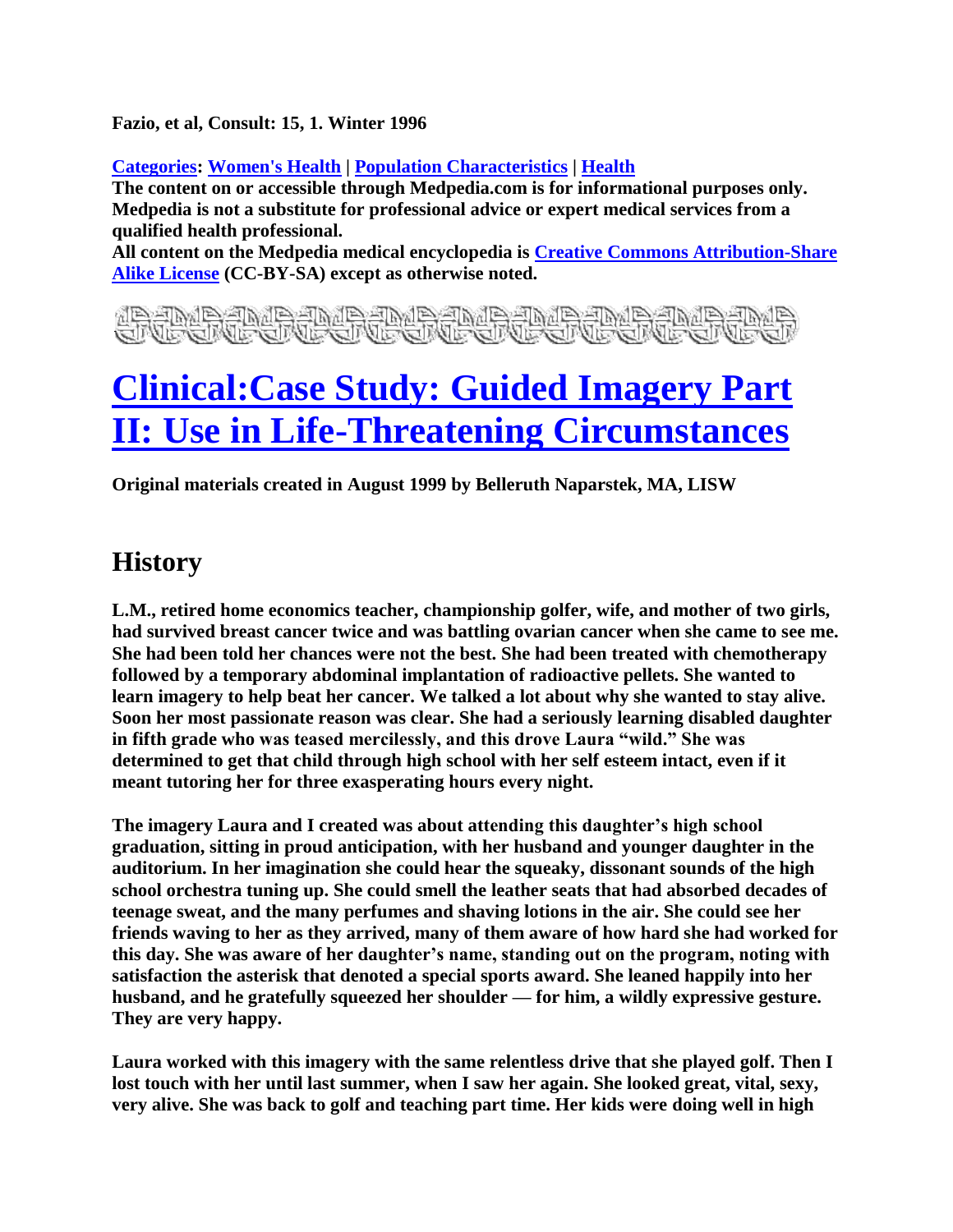**Fazio, et al, Consult: 15, 1. Winter 1996**

**[Categories](#): [Women's Health](#) | [Population Characteristics](#) | [Health](#)**

**The content on or accessible through Medpedia.com is for informational purposes only. Medpedia is not a substitute for professional advice or expert medical services from a qualified health professional.**

**All content on the Medpedia medical encyclopedia is [Creative Commons Attribution-Share Alike License](#) (CC-BY-SA) except as otherwise noted.**

# Clinical:Case Study: Guided Imagery Part II: Use in Life-Threatening Circumstances

**Original materials created in August 1999 by Belleruth Naparstek, MA, LISW**

## History

**L.M., retired home economics teacher, championship golfer, wife, and mother of two girls, had survived breast cancer twice and was battling ovarian cancer when she came to see me. She had been told her chances were not the best. She had been treated with chemotherapy followed by a temporary abdominal implantation of radioactive pellets. She wanted to learn imagery to help beat her cancer. We talked a lot about why she wanted to stay alive. Soon her most passionate reason was clear. She had a seriously learning disabled daughter in fifth grade who was teased mercilessly, and this drove Laura "wild." She was determined to get that child through high school with her self esteem intact, even if it meant tutoring her for three exasperating hours every night.**

**The imagery Laura and I created was about attending this daughter's high school graduation, sitting in proud anticipation, with her husband and younger daughter in the auditorium. In her imagination she could hear the squeaky, dissonant sounds of the high school orchestra tuning up. She could smell the leather seats that had absorbed decades of teenage sweat, and the many perfumes and shaving lotions in the air. She could see her friends waving to her as they arrived, many of them aware of how hard she had worked for this day. She was aware of her daughter's name, standing out on the program, noting with satisfaction the asterisk that denoted a special sports award. She leaned happily into her husband, and he gratefully squeezed her shoulder — for him, a wildly expressive gesture. They are very happy.**

**Laura worked with this imagery with the same relentless drive that she played golf. Then I lost touch with her until last summer, when I saw her again. She looked great, vital, sexy, very alive. She was back to golf and teaching part time. Her kids were doing well in high**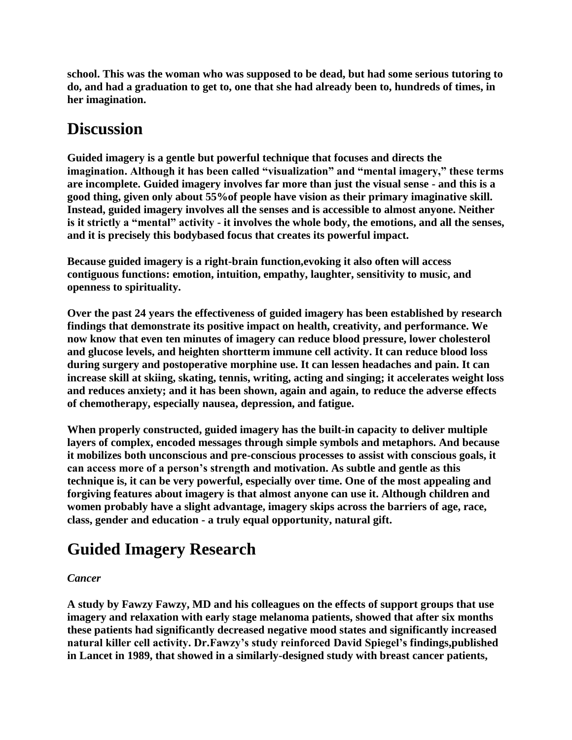**school. This was the woman who was supposed to be dead, but had some serious tutoring to do, and had a graduation to get to, one that she had already been to, hundreds of times, in her imagination.**

## Discussion

**Guided imagery is a gentle but powerful technique that focuses and directs the imagination. Although it has been called "visualization" and "mental imagery," these terms are incomplete. Guided imagery involves far more than just the visual sense - and this is a good thing, given only about 55%of people have vision as their primary imaginative skill. Instead, guided imagery involves all the senses and is accessible to almost anyone. Neither is it strictly a "mental" activity - it involves the whole body, the emotions, and all the senses, and it is precisely this bodybased focus that creates its powerful impact.**

**Because guided imagery is a right-brain function,evoking it also often will access contiguous functions: emotion, intuition, empathy, laughter, sensitivity to music, and openness to spirituality.**

**Over the past 24 years the effectiveness of guided imagery has been established by research findings that demonstrate its positive impact on health, creativity, and performance. We now know that even ten minutes of imagery can reduce blood pressure, lower cholesterol and glucose levels, and heighten shortterm immune cell activity. It can reduce blood loss during surgery and postoperative morphine use. It can lessen headaches and pain. It can increase skill at skiing, skating, tennis, writing, acting and singing; it accelerates weight loss and reduces anxiety; and it has been shown, again and again, to reduce the adverse effects of chemotherapy, especially nausea, depression, and fatigue.**

**When properly constructed, guided imagery has the built-in capacity to deliver multiple layers of complex, encoded messages through simple symbols and metaphors. And because it mobilizes both unconscious and pre-conscious processes to assist with conscious goals, it can access more of a person's strength and motivation. As subtle and gentle as this technique is, it can be very powerful, especially over time. One of the most appealing and forgiving features about imagery is that almost anyone can use it. Although children and women probably have a slight advantage, imagery skips across the barriers of age, race, class, gender and education - a truly equal opportunity, natural gift.**

## Guided Imagery Research

***Cancer***

**A study by Fawzy Fawzy, MD and his colleagues on the effects of support groups that use imagery and relaxation with early stage melanoma patients, showed that after six months these patients had significantly decreased negative mood states and significantly increased natural killer cell activity. Dr.Fawzy's study reinforced David Spiegel's findings,published in Lancet in 1989, that showed in a similarly-designed study with breast cancer patients,**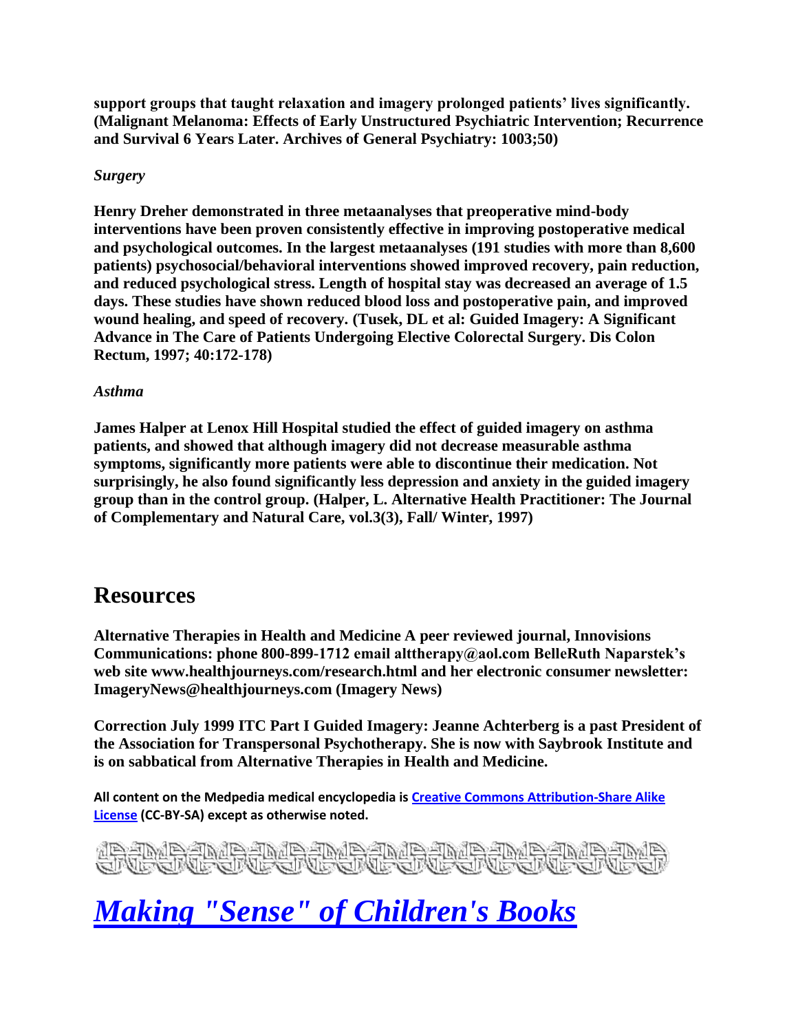**support groups that taught relaxation and imagery prolonged patients' lives significantly. (Malignant Melanoma: Effects of Early Unstructured Psychiatric Intervention; Recurrence and Survival 6 Years Later. Archives of General Psychiatry: 1003;50)**

*Surgery*

**Henry Dreher demonstrated in three metaanalyses that preoperative mind-body interventions have been proven consistently effective in improving postoperative medical and psychological outcomes. In the largest metaanalyses (191 studies with more than 8,600 patients) psychosocial/behavioral interventions showed improved recovery, pain reduction, and reduced psychological stress. Length of hospital stay was decreased an average of 1.5 days. These studies have shown reduced blood loss and postoperative pain, and improved wound healing, and speed of recovery. (Tusek, DL et al: Guided Imagery: A Significant Advance in The Care of Patients Undergoing Elective Colorectal Surgery. Dis Colon Rectum, 1997; 40:172-178)**

*Asthma*

**James Halper at Lenox Hill Hospital studied the effect of guided imagery on asthma patients, and showed that although imagery did not decrease measurable asthma symptoms, significantly more patients were able to discontinue their medication. Not surprisingly, he also found significantly less depression and anxiety in the guided imagery group than in the control group. (Halper, L. Alternative Health Practitioner: The Journal of Complementary and Natural Care, vol.3(3), Fall/ Winter, 1997)**

## Resources

**Alternative Therapies in Health and Medicine A peer reviewed journal, Innovisions Communications: phone 800-899-1712 email alttherapy@aol.com BelleRuth Naparstek's web site www.healthjourneys.com/research.html and her electronic consumer newsletter: ImageryNews@healthjourneys.com (Imagery News)**

**Correction July 1999 ITC Part I Guided Imagery: Jeanne Achterberg is a past President of the Association for Transpersonal Psychotherapy. She is now with Saybrook Institute and is on sabbatical from Alternative Therapies in Health and Medicine.**

**All content on the Medpedia medical encyclopedia is [Creative Commons Attribution-Share Alike License] (CC-BY-SA) except as otherwise noted.**

# *[Making "Sense" of Children's Books]*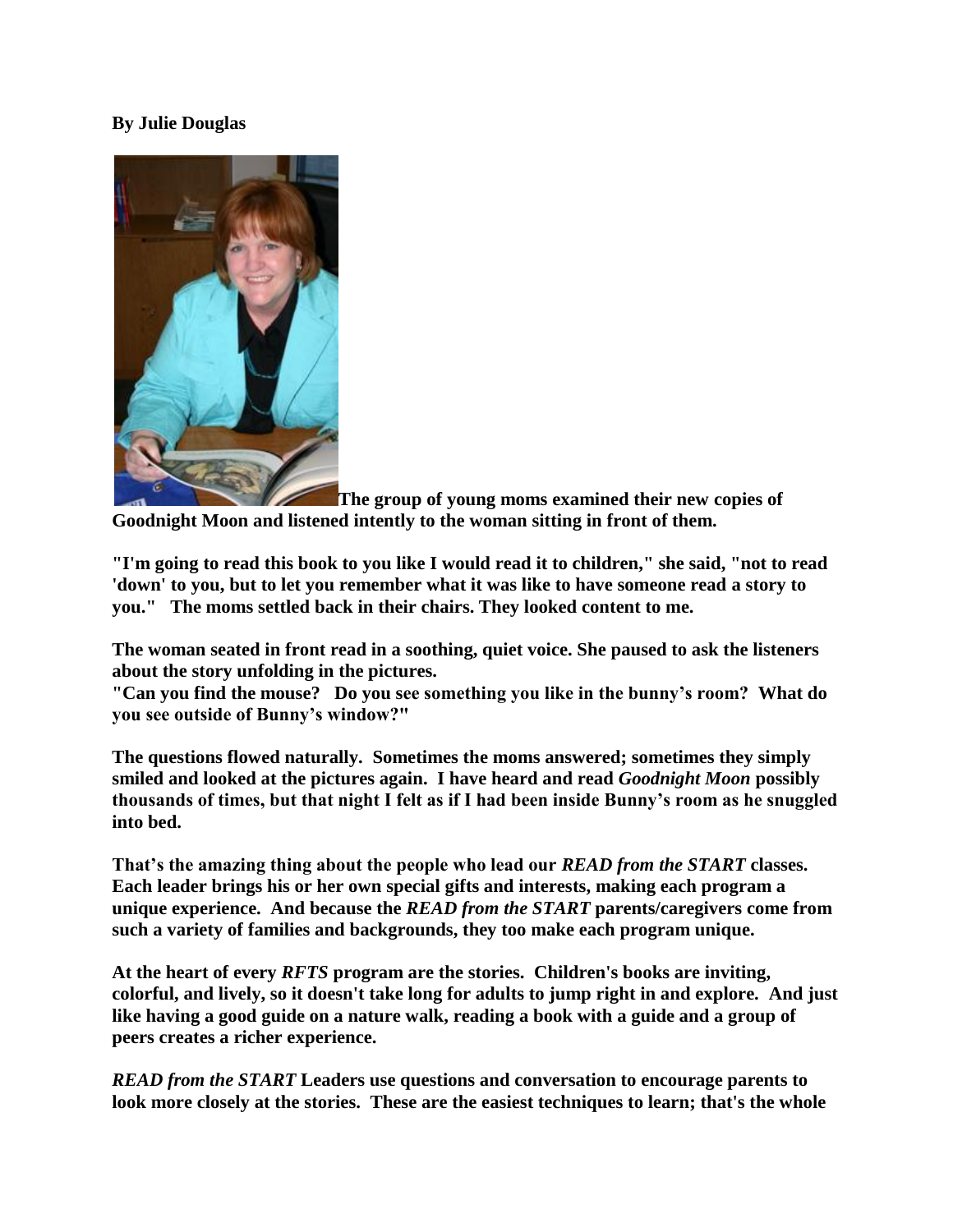**By Julie Douglas**

**The group of young moms examined their new copies of Goodnight Moon and listened intently to the woman sitting in front of them.**

**"I'm going to read this book to you like I would read it to children," she said, "not to read 'down' to you, but to let you remember what it was like to have someone read a story to you." The moms settled back in their chairs. They looked content to me.**

**The woman seated in front read in a soothing, quiet voice. She paused to ask the listeners about the story unfolding in the pictures.**
**"Can you find the mouse? Do you see something you like in the bunny's room? What do you see outside of Bunny's window?"**

**The questions flowed naturally. Sometimes the moms answered; sometimes they simply smiled and looked at the pictures again. I have heard and read *Goodnight Moon* possibly thousands of times, but that night I felt as if I had been inside Bunny's room as he snuggled into bed.**

**That's the amazing thing about the people who lead our *READ from the START* classes. Each leader brings his or her own special gifts and interests, making each program a unique experience. And because the *READ from the START* parents/caregivers come from such a variety of families and backgrounds, they too make each program unique.**

**At the heart of every *RFTS* program are the stories. Children's books are inviting, colorful, and lively, so it doesn't take long for adults to jump right in and explore. And just like having a good guide on a nature walk, reading a book with a guide and a group of peers creates a richer experience.**

***READ from the START* Leaders use questions and conversation to encourage parents to look more closely at the stories. These are the easiest techniques to learn; that's the whole**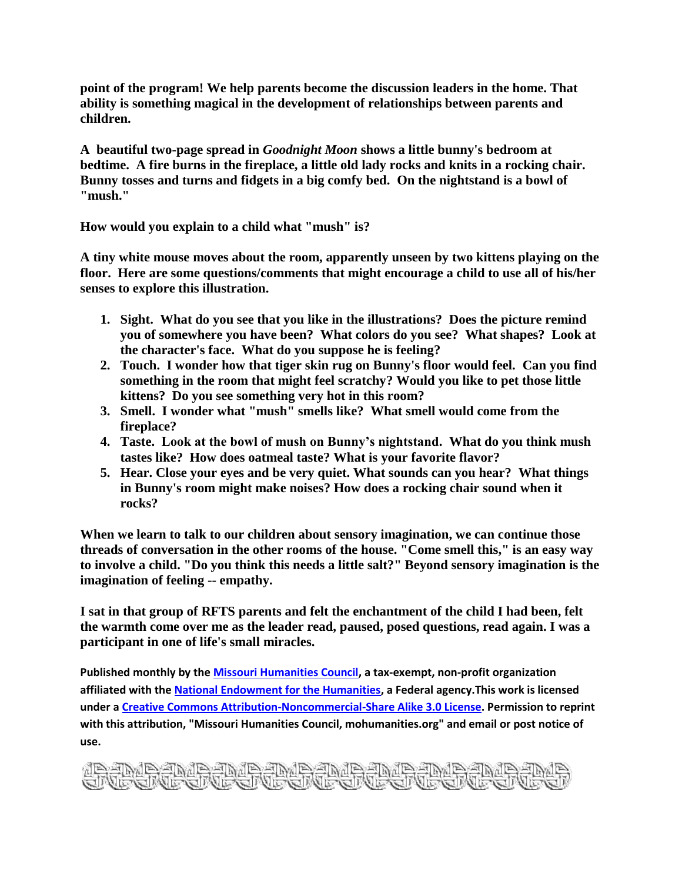**point of the program! We help parents become the discussion leaders in the home. That ability is something magical in the development of relationships between parents and children.**

**A beautiful two-page spread in *Goodnight Moon* shows a little bunny's bedroom at bedtime. A fire burns in the fireplace, a little old lady rocks and knits in a rocking chair. Bunny tosses and turns and fidgets in a big comfy bed. On the nightstand is a bowl of "mush."**

**How would you explain to a child what "mush" is?**

**A tiny white mouse moves about the room, apparently unseen by two kittens playing on the floor. Here are some questions/comments that might encourage a child to use all of his/her senses to explore this illustration.**

1. **Sight. What do you see that you like in the illustrations? Does the picture remind you of somewhere you have been? What colors do you see? What shapes? Look at the character's face. What do you suppose he is feeling?**
2. **Touch. I wonder how that tiger skin rug on Bunny's floor would feel. Can you find something in the room that might feel scratchy? Would you like to pet those little kittens? Do you see something very hot in this room?**
3. **Smell. I wonder what "mush" smells like? What smell would come from the fireplace?**
4. **Taste. Look at the bowl of mush on Bunny's nightstand. What do you think mush tastes like? How does oatmeal taste? What is your favorite flavor?**
5. **Hear. Close your eyes and be very quiet. What sounds can you hear? What things in Bunny's room might make noises? How does a rocking chair sound when it rocks?**

**When we learn to talk to our children about sensory imagination, we can continue those threads of conversation in the other rooms of the house. "Come smell this," is an easy way to involve a child. "Do you think this needs a little salt?" Beyond sensory imagination is the imagination of feeling -- empathy.**

**I sat in that group of RFTS parents and felt the enchantment of the child I had been, felt the warmth come over me as the leader read, paused, posed questions, read again. I was a participant in one of life's small miracles.**

**Published monthly by the [Missouri Humanities Council](), a tax-exempt, non-profit organization affiliated with the [National Endowment for the Humanities](), a Federal agency.This work is licensed under a [Creative Commons Attribution-Noncommercial-Share Alike 3.0 License](). Permission to reprint with this attribution, "Missouri Humanities Council, mohumanities.org" and email or post notice of use.**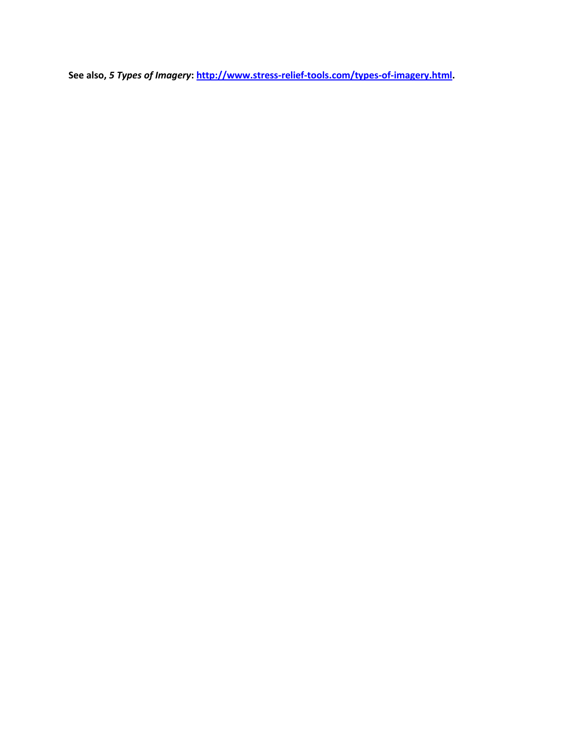**See also, *5 Types of Imagery*: [http://www.stress-relief-tools.com/types-of-imagery.html](http://www.stress-relief-tools.com/types-of-imagery.html).**